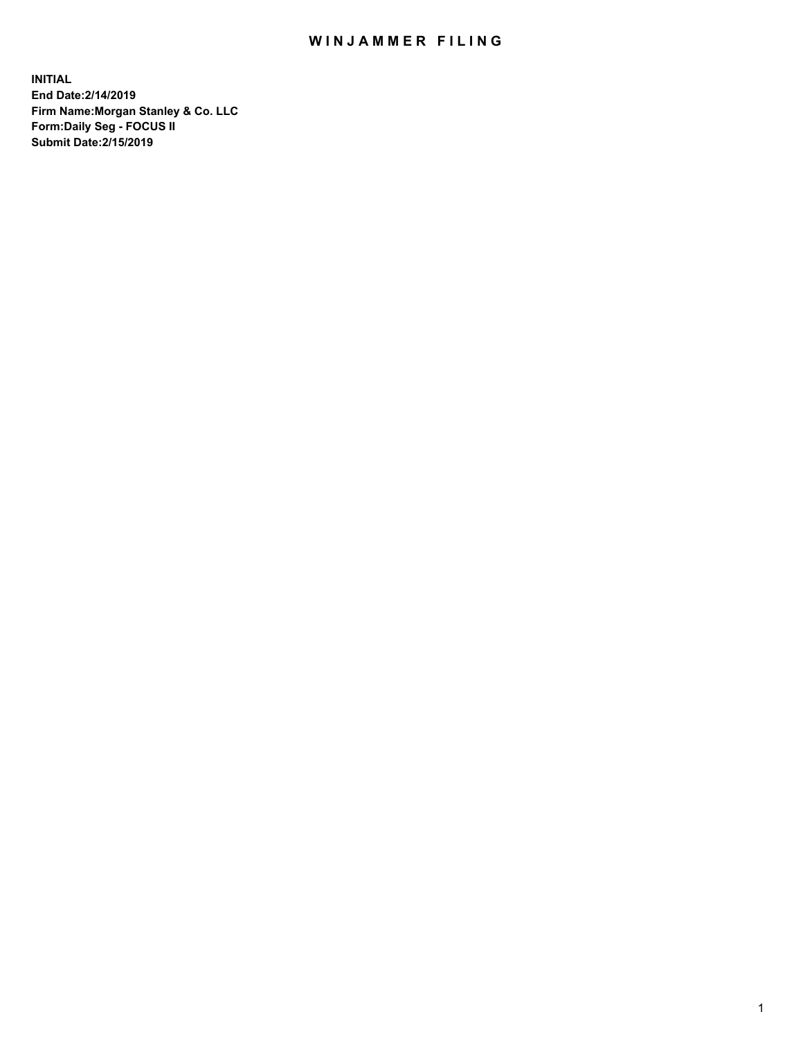# WINJAMMER FILING

**INITIAL**
**End Date:2/14/2019**
**Firm Name:Morgan Stanley & Co. LLC**
**Form:Daily Seg - FOCUS II**
**Submit Date:2/15/2019**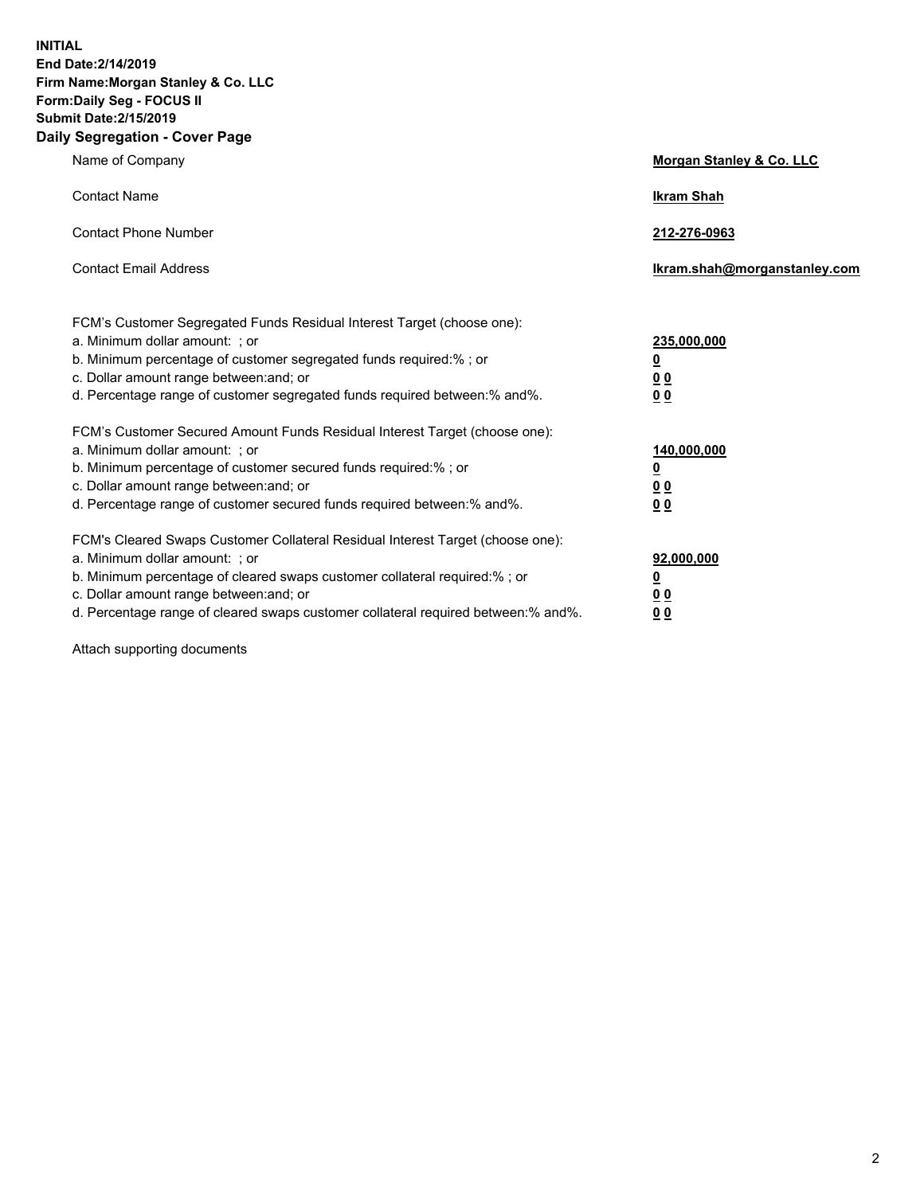**INITIAL**
**End Date:2/14/2019**
**Firm Name:Morgan Stanley & Co. LLC**
**Form:Daily Seg - FOCUS II**
**Submit Date:2/15/2019**
**Daily Segregation - Cover Page**

| | |
|---|---|
| Name of Company | **Morgan Stanley & Co. LLC** |
| Contact Name | **Ikram Shah** |
| Contact Phone Number | **212-276-0963** |
| Contact Email Address | **Ikram.shah@morganstanley.com** |

| | |
|---|---|
| FCM's Customer Segregated Funds Residual Interest Target (choose one): | |
| a. Minimum dollar amount: ; or | **235,000,000** |
| b. Minimum percentage of customer segregated funds required:% ; or | **0** |
| c. Dollar amount range between:and; or | **0 0** |
| d. Percentage range of customer segregated funds required between:% and%. | **0 0** |
| FCM's Customer Secured Amount Funds Residual Interest Target (choose one): | |
| a. Minimum dollar amount: ; or | **140,000,000** |
| b. Minimum percentage of customer secured funds required:% ; or | **0** |
| c. Dollar amount range between:and; or | **0 0** |
| d. Percentage range of customer secured funds required between:% and%. | **0 0** |
| FCM's Cleared Swaps Customer Collateral Residual Interest Target (choose one): | |
| a. Minimum dollar amount: ; or | **92,000,000** |
| b. Minimum percentage of cleared swaps customer collateral required:% ; or | **0** |
| c. Dollar amount range between:and; or | **0 0** |
| d. Percentage range of cleared swaps customer collateral required between:% and%. | **0 0** |

Attach supporting documents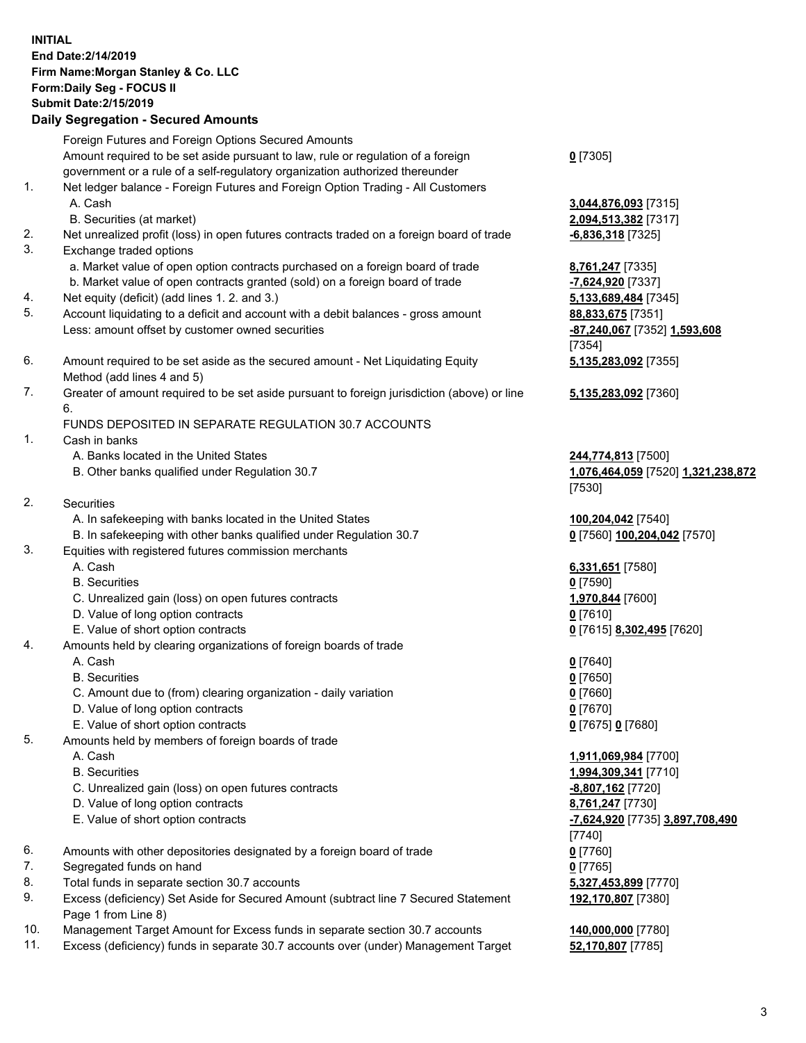**INITIAL**
**End Date:2/14/2019**
**Firm Name:Morgan Stanley & Co. LLC**
**Form:Daily Seg - FOCUS II**
**Submit Date:2/15/2019**

## Daily Segregation - Secured Amounts

| | | |
|---|---|---|
| | Foreign Futures and Foreign Options Secured Amounts | |
| | Amount required to be set aside pursuant to law, rule or regulation of a foreign government or a rule of a self-regulatory organization authorized thereunder | **0** [7305] |
| 1. | Net ledger balance - Foreign Futures and Foreign Option Trading - All Customers | |
| | A. Cash | **3,044,876,093** [7315] |
| | B. Securities (at market) | **2,094,513,382** [7317] |
| 2. | Net unrealized profit (loss) in open futures contracts traded on a foreign board of trade | **-6,836,318** [7325] |
| 3. | Exchange traded options | |
| | a. Market value of open option contracts purchased on a foreign board of trade | **8,761,247** [7335] |
| | b. Market value of open contracts granted (sold) on a foreign board of trade | **-7,624,920** [7337] |
| 4. | Net equity (deficit) (add lines 1. 2. and 3.) | **5,133,689,484** [7345] |
| 5. | Account liquidating to a deficit and account with a debit balances - gross amount | **88,833,675** [7351] |
| | Less: amount offset by customer owned securities | **-87,240,067** [7352] **1,593,608** [7354] |
| 6. | Amount required to be set aside as the secured amount - Net Liquidating Equity Method (add lines 4 and 5) | **5,135,283,092** [7355] |
| 7. | Greater of amount required to be set aside pursuant to foreign jurisdiction (above) or line 6. | **5,135,283,092** [7360] |
| | FUNDS DEPOSITED IN SEPARATE REGULATION 30.7 ACCOUNTS | |
| 1. | Cash in banks | |
| | A. Banks located in the United States | **244,774,813** [7500] |
| | B. Other banks qualified under Regulation 30.7 | **1,076,464,059** [7520] **1,321,238,872** [7530] |
| 2. | Securities | |
| | A. In safekeeping with banks located in the United States | **100,204,042** [7540] |
| | B. In safekeeping with other banks qualified under Regulation 30.7 | **0** [7560] **100,204,042** [7570] |
| 3. | Equities with registered futures commission merchants | |
| | A. Cash | **6,331,651** [7580] |
| | B. Securities | **0** [7590] |
| | C. Unrealized gain (loss) on open futures contracts | **1,970,844** [7600] |
| | D. Value of long option contracts | **0** [7610] |
| | E. Value of short option contracts | **0** [7615] **8,302,495** [7620] |
| 4. | Amounts held by clearing organizations of foreign boards of trade | |
| | A. Cash | **0** [7640] |
| | B. Securities | **0** [7650] |
| | C. Amount due to (from) clearing organization - daily variation | **0** [7660] |
| | D. Value of long option contracts | **0** [7670] |
| | E. Value of short option contracts | **0** [7675] **0** [7680] |
| 5. | Amounts held by members of foreign boards of trade | |
| | A. Cash | **1,911,069,984** [7700] |
| | B. Securities | **1,994,309,341** [7710] |
| | C. Unrealized gain (loss) on open futures contracts | **-8,807,162** [7720] |
| | D. Value of long option contracts | **8,761,247** [7730] |
| | E. Value of short option contracts | **-7,624,920** [7735] **3,897,708,490** [7740] |
| 6. | Amounts with other depositories designated by a foreign board of trade | **0** [7760] |
| 7. | Segregated funds on hand | **0** [7765] |
| 8. | Total funds in separate section 30.7 accounts | **5,327,453,899** [7770] |
| 9. | Excess (deficiency) Set Aside for Secured Amount (subtract line 7 Secured Statement Page 1 from Line 8) | **192,170,807** [7380] |
| 10. | Management Target Amount for Excess funds in separate section 30.7 accounts | **140,000,000** [7780] |
| 11. | Excess (deficiency) funds in separate 30.7 accounts over (under) Management Target | **52,170,807** [7785] |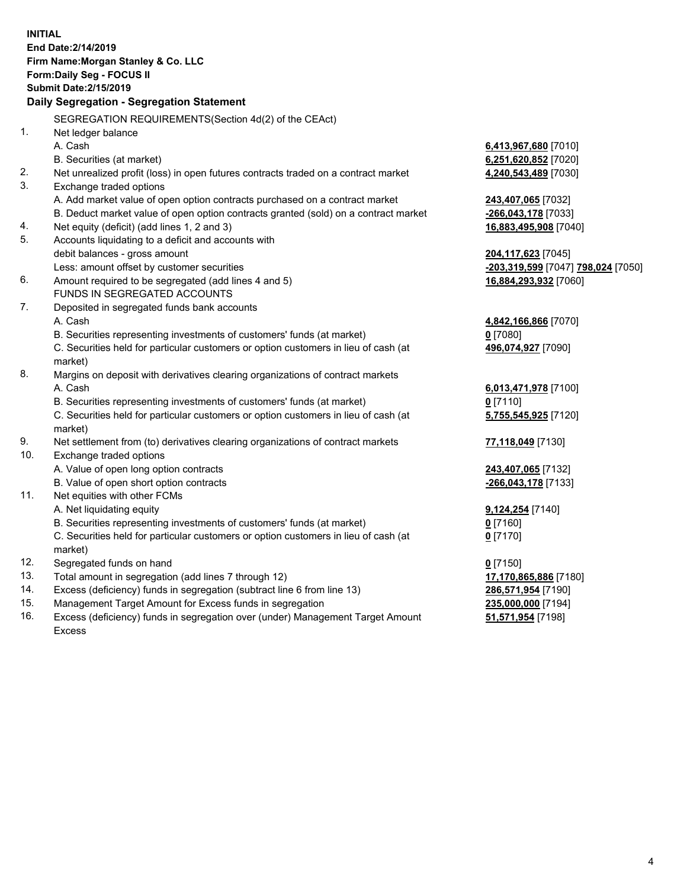**INITIAL**
**End Date:2/14/2019**
**Firm Name:Morgan Stanley & Co. LLC**
**Form:Daily Seg - FOCUS II**
**Submit Date:2/15/2019**

## Daily Segregation - Segregation Statement

| | | |
|---|---|---|
| | SEGREGATION REQUIREMENTS(Section 4d(2) of the CEAct) | |
| 1. | Net ledger balance | |
| | A. Cash | **6,413,967,680** [7010] |
| | B. Securities (at market) | **6,251,620,852** [7020] |
| 2. | Net unrealized profit (loss) in open futures contracts traded on a contract market | **4,240,543,489** [7030] |
| 3. | Exchange traded options | |
| | A. Add market value of open option contracts purchased on a contract market | **243,407,065** [7032] |
| | B. Deduct market value of open option contracts granted (sold) on a contract market | **-266,043,178** [7033] |
| 4. | Net equity (deficit) (add lines 1, 2 and 3) | **16,883,495,908** [7040] |
| 5. | Accounts liquidating to a deficit and accounts with debit balances - gross amount | **204,117,623** [7045] |
| | Less: amount offset by customer securities | **-203,319,599** [7047] **798,024** [7050] |
| 6. | Amount required to be segregated (add lines 4 and 5) | **16,884,293,932** [7060] |
| | FUNDS IN SEGREGATED ACCOUNTS | |
| 7. | Deposited in segregated funds bank accounts | |
| | A. Cash | **4,842,166,866** [7070] |
| | B. Securities representing investments of customers' funds (at market) | **0** [7080] |
| | C. Securities held for particular customers or option customers in lieu of cash (at market) | **496,074,927** [7090] |
| 8. | Margins on deposit with derivatives clearing organizations of contract markets | |
| | A. Cash | **6,013,471,978** [7100] |
| | B. Securities representing investments of customers' funds (at market) | **0** [7110] |
| | C. Securities held for particular customers or option customers in lieu of cash (at market) | **5,755,545,925** [7120] |
| 9. | Net settlement from (to) derivatives clearing organizations of contract markets | **77,118,049** [7130] |
| 10. | Exchange traded options | |
| | A. Value of open long option contracts | **243,407,065** [7132] |
| | B. Value of open short option contracts | **-266,043,178** [7133] |
| 11. | Net equities with other FCMs | |
| | A. Net liquidating equity | **9,124,254** [7140] |
| | B. Securities representing investments of customers' funds (at market) | **0** [7160] |
| | C. Securities held for particular customers or option customers in lieu of cash (at market) | **0** [7170] |
| 12. | Segregated funds on hand | **0** [7150] |
| 13. | Total amount in segregation (add lines 7 through 12) | **17,170,865,886** [7180] |
| 14. | Excess (deficiency) funds in segregation (subtract line 6 from line 13) | **286,571,954** [7190] |
| 15. | Management Target Amount for Excess funds in segregation | **235,000,000** [7194] |
| 16. | Excess (deficiency) funds in segregation over (under) Management Target Amount Excess | **51,571,954** [7198] |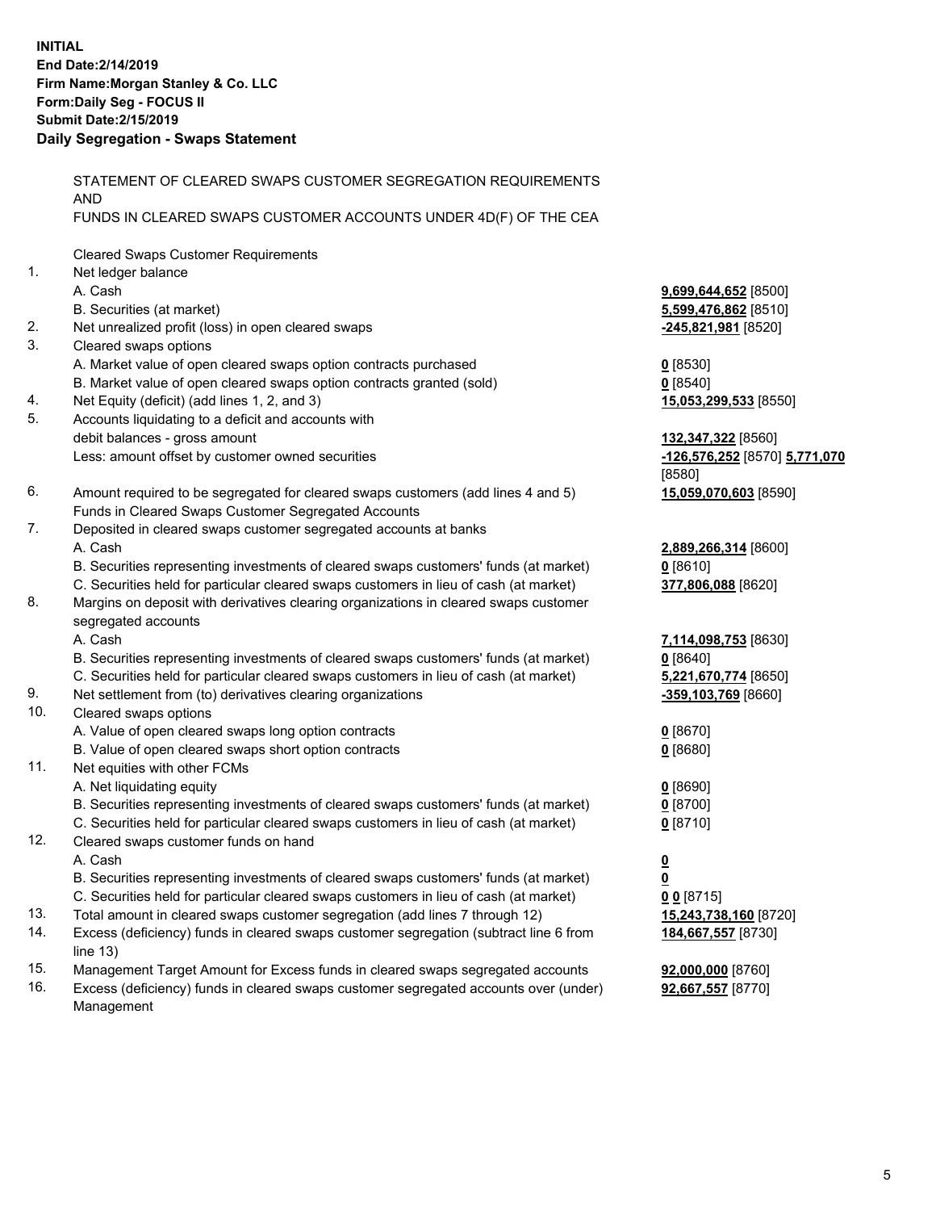**INITIAL**
**End Date:2/14/2019**
**Firm Name:Morgan Stanley & Co. LLC**
**Form:Daily Seg - FOCUS II**
**Submit Date:2/15/2019**
**Daily Segregation - Swaps Statement**

STATEMENT OF CLEARED SWAPS CUSTOMER SEGREGATION REQUIREMENTS AND FUNDS IN CLEARED SWAPS CUSTOMER ACCOUNTS UNDER 4D(F) OF THE CEA

| | | |
|---|---|---|
| | Cleared Swaps Customer Requirements | |
| 1. | Net ledger balance | |
| | A. Cash | **9,699,644,652** [8500] |
| | B. Securities (at market) | **5,599,476,862** [8510] |
| 2. | Net unrealized profit (loss) in open cleared swaps | **-245,821,981** [8520] |
| 3. | Cleared swaps options | |
| | A. Market value of open cleared swaps option contracts purchased | **0** [8530] |
| | B. Market value of open cleared swaps option contracts granted (sold) | **0** [8540] |
| 4. | Net Equity (deficit) (add lines 1, 2, and 3) | **15,053,299,533** [8550] |
| 5. | Accounts liquidating to a deficit and accounts with debit balances - gross amount | **132,347,322** [8560] |
| | Less: amount offset by customer owned securities | **-126,576,252** [8570] **5,771,070** [8580] |
| 6. | Amount required to be segregated for cleared swaps customers (add lines 4 and 5) | **15,059,070,603** [8590] |
| | Funds in Cleared Swaps Customer Segregated Accounts | |
| 7. | Deposited in cleared swaps customer segregated accounts at banks | |
| | A. Cash | **2,889,266,314** [8600] |
| | B. Securities representing investments of cleared swaps customers' funds (at market) | **0** [8610] |
| | C. Securities held for particular cleared swaps customers in lieu of cash (at market) | **377,806,088** [8620] |
| 8. | Margins on deposit with derivatives clearing organizations in cleared swaps customer segregated accounts | |
| | A. Cash | **7,114,098,753** [8630] |
| | B. Securities representing investments of cleared swaps customers' funds (at market) | **0** [8640] |
| | C. Securities held for particular cleared swaps customers in lieu of cash (at market) | **5,221,670,774** [8650] |
| 9. | Net settlement from (to) derivatives clearing organizations | **-359,103,769** [8660] |
| 10. | Cleared swaps options | |
| | A. Value of open cleared swaps long option contracts | **0** [8670] |
| | B. Value of open cleared swaps short option contracts | **0** [8680] |
| 11. | Net equities with other FCMs | |
| | A. Net liquidating equity | **0** [8690] |
| | B. Securities representing investments of cleared swaps customers' funds (at market) | **0** [8700] |
| | C. Securities held for particular cleared swaps customers in lieu of cash (at market) | **0** [8710] |
| 12. | Cleared swaps customer funds on hand | |
| | A. Cash | **0** |
| | B. Securities representing investments of cleared swaps customers' funds (at market) | **0** |
| | C. Securities held for particular cleared swaps customers in lieu of cash (at market) | **0** **0** [8715] |
| 13. | Total amount in cleared swaps customer segregation (add lines 7 through 12) | **15,243,738,160** [8720] |
| 14. | Excess (deficiency) funds in cleared swaps customer segregation (subtract line 6 from line 13) | **184,667,557** [8730] |
| 15. | Management Target Amount for Excess funds in cleared swaps segregated accounts | **92,000,000** [8760] |
| 16. | Excess (deficiency) funds in cleared swaps customer segregated accounts over (under) Management | **92,667,557** [8770] |